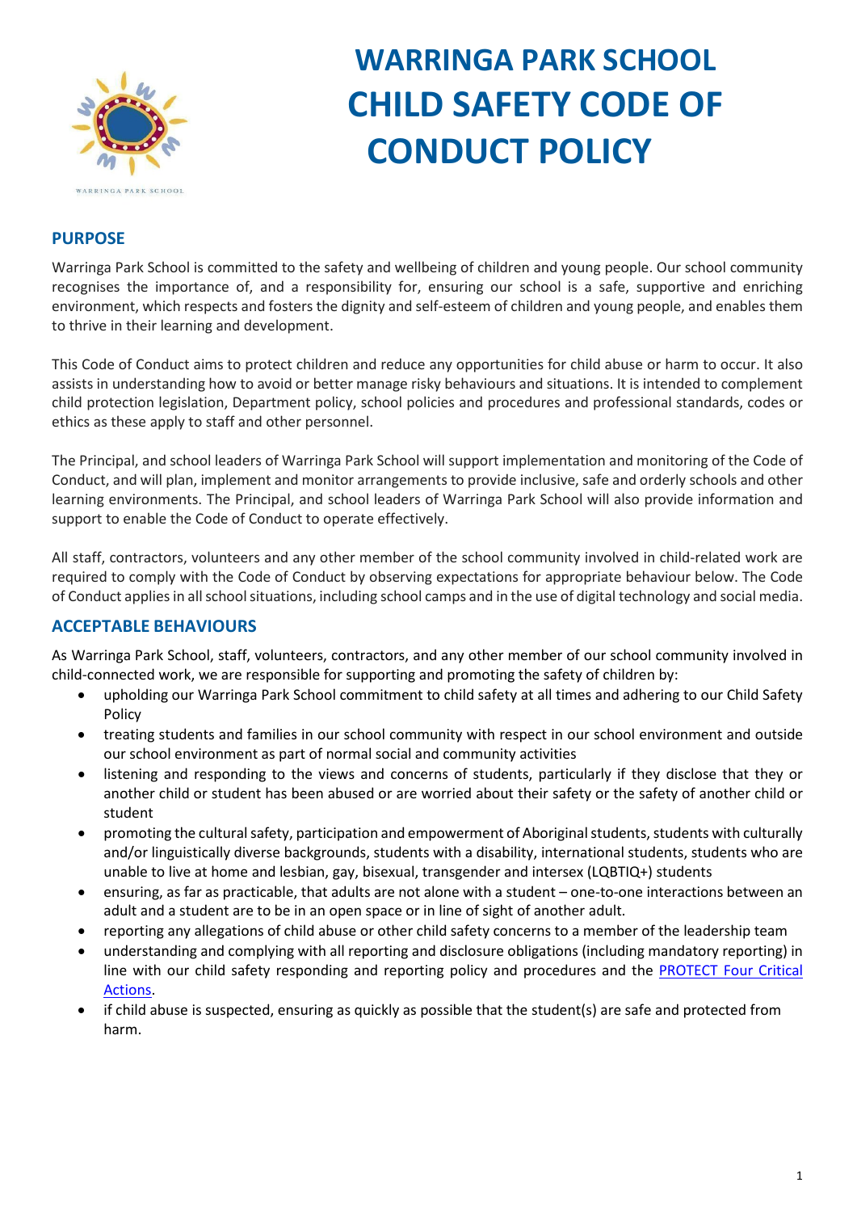# WARRINGA PARK SCHOOL CHILD SAFETY CODE OF CONDUCT POLICY

## PURPOSE

Warringa Park School is committed to the safety and wellbeing of children and young people. Our school community recognises the importance of, and a responsibility for, ensuring our school is a safe, supportive and enriching environment, which respects and fosters the dignity and self-esteem of children and young people, and enables them to thrive in their learning and development.

This Code of Conduct aims to protect children and reduce any opportunities for child abuse or harm to occur. It also assists in understanding how to avoid or better manage risky behaviours and situations. It is intended to complement child protection legislation, Department policy, school policies and procedures and professional standards, codes or ethics as these apply to staff and other personnel.

The Principal, and school leaders of Warringa Park School will support implementation and monitoring of the Code of Conduct, and will plan, implement and monitor arrangements to provide inclusive, safe and orderly schools and other learning environments. The Principal, and school leaders of Warringa Park School will also provide information and support to enable the Code of Conduct to operate effectively.

All staff, contractors, volunteers and any other member of the school community involved in child-related work are required to comply with the Code of Conduct by observing expectations for appropriate behaviour below. The Code of Conduct applies in all school situations, including school camps and in the use of digital technology and social media.

## ACCEPTABLE BEHAVIOURS

As Warringa Park School, staff, volunteers, contractors, and any other member of our school community involved in child-connected work, we are responsible for supporting and promoting the safety of children by:

- upholding our Warringa Park School commitment to child safety at all times and adhering to our Child Safety Policy
- treating students and families in our school community with respect in our school environment and outside our school environment as part of normal social and community activities
- listening and responding to the views and concerns of students, particularly if they disclose that they or another child or student has been abused or are worried about their safety or the safety of another child or student
- promoting the cultural safety, participation and empowerment of Aboriginal students, students with culturally and/or linguistically diverse backgrounds, students with a disability, international students, students who are unable to live at home and lesbian, gay, bisexual, transgender and intersex (LQBTIQ+) students
- ensuring, as far as practicable, that adults are not alone with a student – one-to-one interactions between an adult and a student are to be in an open space or in line of sight of another adult.
- reporting any allegations of child abuse or other child safety concerns to a member of the leadership team
- understanding and complying with all reporting and disclosure obligations (including mandatory reporting) in line with our child safety responding and reporting policy and procedures and the PROTECT Four Critical Actions.
- if child abuse is suspected, ensuring as quickly as possible that the student(s) are safe and protected from harm.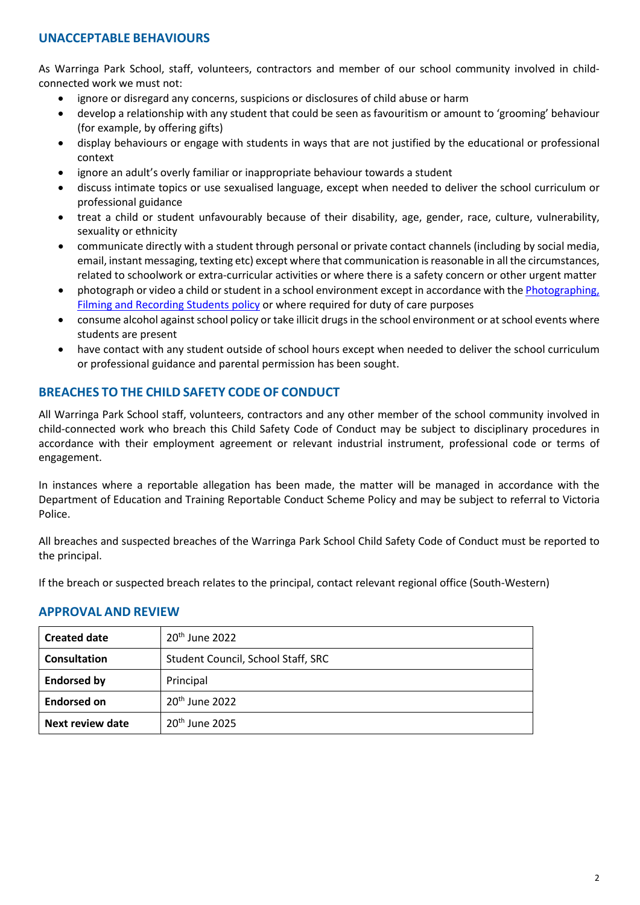## UNACCEPTABLE BEHAVIOURS

As Warringa Park School, staff, volunteers, contractors and member of our school community involved in child-connected work we must not:

- ignore or disregard any concerns, suspicions or disclosures of child abuse or harm
- develop a relationship with any student that could be seen as favouritism or amount to 'grooming' behaviour (for example, by offering gifts)
- display behaviours or engage with students in ways that are not justified by the educational or professional context
- ignore an adult's overly familiar or inappropriate behaviour towards a student
- discuss intimate topics or use sexualised language, except when needed to deliver the school curriculum or professional guidance
- treat a child or student unfavourably because of their disability, age, gender, race, culture, vulnerability, sexuality or ethnicity
- communicate directly with a student through personal or private contact channels (including by social media, email, instant messaging, texting etc) except where that communication is reasonable in all the circumstances, related to schoolwork or extra-curricular activities or where there is a safety concern or other urgent matter
- photograph or video a child or student in a school environment except in accordance with the Photographing, Filming and Recording Students policy or where required for duty of care purposes
- consume alcohol against school policy or take illicit drugs in the school environment or at school events where students are present
- have contact with any student outside of school hours except when needed to deliver the school curriculum or professional guidance and parental permission has been sought.

## BREACHES TO THE CHILD SAFETY CODE OF CONDUCT

All Warringa Park School staff, volunteers, contractors and any other member of the school community involved in child-connected work who breach this Child Safety Code of Conduct may be subject to disciplinary procedures in accordance with their employment agreement or relevant industrial instrument, professional code or terms of engagement.

In instances where a reportable allegation has been made, the matter will be managed in accordance with the Department of Education and Training Reportable Conduct Scheme Policy and may be subject to referral to Victoria Police.

All breaches and suspected breaches of the Warringa Park School Child Safety Code of Conduct must be reported to the principal.

If the breach or suspected breach relates to the principal, contact relevant regional office (South-Western)

## APPROVAL AND REVIEW

| | |
|---|---|
| **Created date** | 20th June 2022 |
| **Consultation** | Student Council, School Staff, SRC |
| **Endorsed by** | Principal |
| **Endorsed on** | 20th June 2022 |
| **Next review date** | 20th June 2025 |